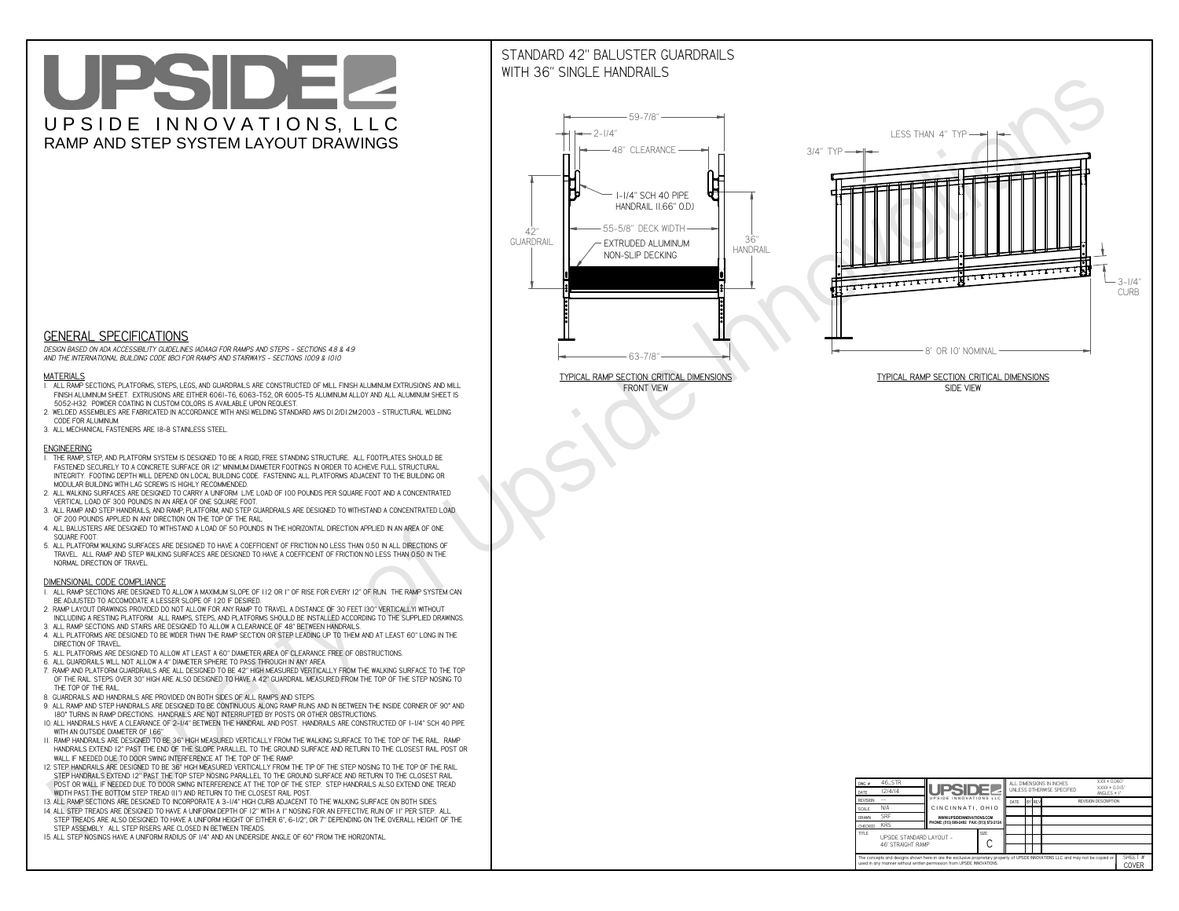# UPSIDE

UPSIDE INNOVATIONS, LLC

RAMP AND STEP SYSTEM LAYOUT DRAWINGS

## STANDARD 42" BALUSTER GUARDRAILS WITH 36" SINGLE HANDRAILS

59-7/8"
2-1/4"
48" CLEARANCE
1-1/4" SCH 40 PIPE HANDRAIL (1.66" O.D.)
42" GUARDRAIL
55-5/8" DECK WIDTH
EXTRUDED ALUMINUM NON-SLIP DECKING
36" HANDRAIL
63-7/8"

TYPICAL RAMP SECTION: CRITICAL DIMENSIONS
FRONT VIEW

LESS THAN 4" TYP
3/4" TYP
3-1/4" CURB
8' OR 10' NOMINAL

TYPICAL RAMP SECTION: CRITICAL DIMENSIONS
SIDE VIEW

## GENERAL SPECIFICATIONS

*DESIGN BASED ON ADA ACCESSIBILITY GUIDELINES (ADAAG) FOR RAMPS AND STEPS - SECTIONS 4.8 & 4.9 AND THE INTERNATIONAL BUILDING CODE (IBC) FOR RAMPS AND STAIRWAYS - SECTIONS 1009 & 1010*

### MATERIALS

1. ALL RAMP SECTIONS, PLATFORMS, STEPS, LEGS, AND GUARDRAILS ARE CONSTRUCTED OF MILL FINISH ALUMINUM EXTRUSIONS AND MILL FINISH ALUMINUM SHEET. EXTRUSIONS ARE EITHER 6061-T6, 6063-T52, OR 6005-T5 ALUMINUM ALLOY AND ALL ALUMINUM SHEET IS 5052-H32. POWDER COATING IN CUSTOM COLORS IS AVAILABLE UPON REQUEST.
2. WELDED ASSEMBLIES ARE FABRICATED IN ACCORDANCE WITH ANSI WELDING STANDARD AWS D1.2/D1.2M:2003 - STRUCTURAL WELDING CODE FOR ALUMINUM.
3. ALL MECHANICAL FASTENERS ARE 18-8 STAINLESS STEEL.

### ENGINEERING

1. THE RAMP, STEP, AND PLATFORM SYSTEM IS DESIGNED TO BE A RIGID, FREE STANDING STRUCTURE. ALL FOOTPLATES SHOULD BE FASTENED SECURELY TO A CONCRETE SURFACE OR 12" MINIMUM DIAMETER FOOTINGS IN ORDER TO ACHIEVE FULL STRUCTURAL INTEGRITY. FOOTING DEPTH WILL DEPEND ON LOCAL BUILDING CODE. FASTENING ALL PLATFORMS ADJACENT TO THE BUILDING OR MODULAR BUILDING WITH LAG SCREWS IS HIGHLY RECOMMENDED.
2. ALL WALKING SURFACES ARE DESIGNED TO CARRY A UNIFORM LIVE LOAD OF 100 POUNDS PER SQUARE FOOT AND A CONCENTRATED VERTICAL LOAD OF 300 POUNDS IN AN AREA OF ONE SQUARE FOOT.
3. ALL RAMP AND STEP HANDRAILS, AND RAMP, PLATFORM, AND STEP GUARDRAILS ARE DESIGNED TO WITHSTAND A CONCENTRATED LOAD OF 200 POUNDS APPLIED IN ANY DIRECTION ON THE TOP OF THE RAIL.
4. ALL BALUSTERS ARE DESIGNED TO WITHSTAND A LOAD OF 50 POUNDS IN THE HORIZONTAL DIRECTION APPLIED IN AN AREA OF ONE SQUARE FOOT.
5. ALL PLATFORM WALKING SURFACES ARE DESIGNED TO HAVE A COEFFICIENT OF FRICTION NO LESS THAN 0.50 IN ALL DIRECTIONS OF TRAVEL. ALL RAMP AND STEP WALKING SURFACES ARE DESIGNED TO HAVE A COEFFICIENT OF FRICTION NO LESS THAN 0.50 IN THE NORMAL DIRECTION OF TRAVEL.

### DIMENSIONAL CODE COMPLIANCE

1. ALL RAMP SECTIONS ARE DESIGNED TO ALLOW A MAXIMUM SLOPE OF 1:12 OR 1" OF RISE FOR EVERY 12" OF RUN. THE RAMP SYSTEM CAN BE ADJUSTED TO ACCOMODATE A LESSER SLOPE OF 1:20 IF DESIRED.
2. RAMP LAYOUT DRAWINGS PROVIDED DO NOT ALLOW FOR ANY RAMP TO TRAVEL A DISTANCE OF 30 FEET (30" VERTICALLY) WITHOUT INCLUDING A RESTING PLATFORM. ALL RAMPS, STEPS, AND PLATFORMS SHOULD BE INSTALLED ACCORDING TO THE SUPPLIED DRAWINGS.
3. ALL RAMP SECTIONS AND STAIRS ARE DESIGNED TO ALLOW A CLEARANCE OF 48" BETWEEN HANDRAILS.
4. ALL PLATFORMS ARE DESIGNED TO BE WIDER THAN THE RAMP SECTION OR STEP LEADING UP TO THEM AND AT LEAST 60" LONG IN THE DIRECTION OF TRAVEL.
5. ALL PLATFORMS ARE DESIGNED TO ALLOW AT LEAST A 60" DIAMETER AREA OF CLEARANCE FREE OF OBSTRUCTIONS.
6. ALL GUARDRAILS WILL NOT ALLOW A 4" DIAMETER SPHERE TO PASS THROUGH IN ANY AREA.
7. RAMP AND PLATFORM GUARDRAILS ARE ALL DESIGNED TO BE 42" HIGH MEASURED VERTICALLY FROM THE WALKING SURFACE TO THE TOP OF THE RAIL. STEPS OVER 30" HIGH ARE ALSO DESIGNED TO HAVE A 42" GUARDRAIL MEASURED FROM THE TOP OF THE STEP NOSING TO THE TOP OF THE RAIL.
8. GUARDRAILS AND HANDRAILS ARE PROVIDED ON BOTH SIDES OF ALL RAMPS AND STEPS.
9. ALL RAMP AND STEP HANDRAILS ARE DESIGNED TO BE CONTINUOUS ALONG RAMP RUNS AND IN BETWEEN THE INSIDE CORNER OF 90° AND 180° TURNS IN RAMP DIRECTIONS. HANDRAILS ARE NOT INTERRUPTED BY POSTS OR OTHER OBSTRUCTIONS.
10. ALL HANDRAILS HAVE A CLEARANCE OF 2-1/4" BETWEEN THE HANDRAIL AND POST. HANDRAILS ARE CONSTRUCTED OF 1-1/4" SCH 40 PIPE WITH AN OUTSIDE DIAMETER OF 1.66"
11. RAMP HANDRAILS ARE DESIGNED TO BE 36" HIGH MEASURED VERTICALLY FROM THE WALKING SURFACE TO THE TOP OF THE RAIL. RAMP HANDRAILS EXTEND 12" PAST THE END OF THE SLOPE PARALLEL TO THE GROUND SURFACE AND RETURN TO THE CLOSEST RAIL POST OR WALL IF NEEDED DUE TO DOOR SWING INTERFERENCE AT THE TOP OF THE RAMP.
12. STEP HANDRAILS ARE DESIGNED TO BE 36" HIGH MEASURED VERTICALLY FROM THE TIP OF THE STEP NOSING TO THE TOP OF THE RAIL. STEP HANDRAILS EXTEND 12" PAST THE TOP STEP NOSING PARALLEL TO THE GROUND SURFACE AND RETURN TO THE CLOSEST RAIL POST OR WALL IF NEEDED DUE TO DOOR SWING INTERFERENCE AT THE TOP OF THE STEP. STEP HANDRAILS ALSO EXTEND ONE TREAD WIDTH PAST THE BOTTOM STEP TREAD (11") AND RETURN TO THE CLOSEST RAIL POST.
13. ALL RAMP SECTIONS ARE DESIGNED TO INCORPORATE A 3-1/4" HIGH CURB ADJACENT TO THE WALKING SURFACE ON BOTH SIDES.
14. ALL STEP TREADS ARE DESIGNED TO HAVE A UNIFORM DEPTH OF 12" WITH A 1" NOSING FOR AN EFFECTIVE RUN OF 11" PER STEP. ALL STEP TREADS ARE ALSO DESIGNED TO HAVE A UNIFORM HEIGHT OF EITHER 6", 6-1/2", OR 7" DEPENDING ON THE OVERALL HEIGHT OF THE STEP ASSEMBLY. ALL STEP RISERS ARE CLOSED IN BETWEEN TREADS.
15. ALL STEP NOSINGS HAVE A UNIFORM RADIUS OF 1/4" AND AN UNDERSIDE ANGLE OF 60° FROM THE HORIZONTAL.

| | | | |
|---|---|---|---|
| DWG # | 46_STR | UPSIDE INNOVATIONS LLC | ALL DIMENSIONS IN INCHES UNLESS OTHERWISE SPECIFIED; XXX = 0.060"; XXXX = 0.015"; ANGLES = 1° |
| DATE | 12/4/14 | CINCINNATI, OHIO | DATE / BY / REV / REVISION DESCRIPTION |
| REVISION | --- | WWW.UPSIDEINNOVATIONS.COM PHONE: (513) 889-2492 FAX: (513) 672-2124 | |
| SCALE | N/A | | |
| DRAWN | SRF | | |
| CHECKED | KRS | | |
| TITLE | UPSIDE STANDARD LAYOUT - 46' STRAIGHT RAMP | SIZE C | |

The concepts and designs shown here-in are the exclusive proprietary property of UPSIDE INNOVATIONS LLC. and may not be copied or used in any manner without written permission from UPSIDE INNOVATIONS.

SHEET # COVER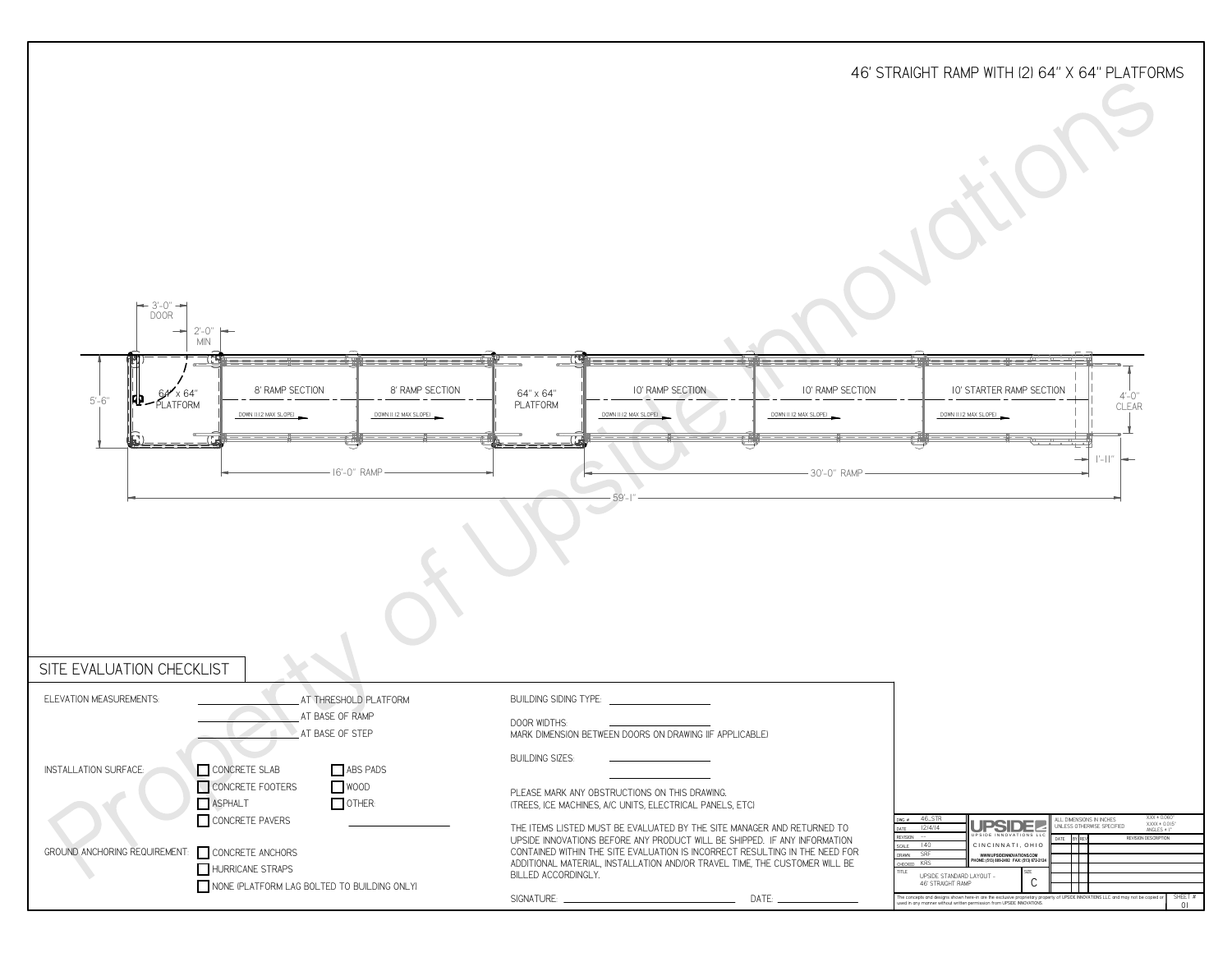# 46' STRAIGHT RAMP WITH (2) 64" X 64" PLATFORMS

3'-0" DOOR

2'-0" MIN

5'-6"

64" x 64" PLATFORM

8' RAMP SECTION

DOWN (1:12 MAX SLOPE)

8' RAMP SECTION

DOWN (1:12 MAX SLOPE)

64" x 64" PLATFORM

10' RAMP SECTION

DOWN (1:12 MAX SLOPE)

10' RAMP SECTION

DOWN (1:12 MAX SLOPE)

10' STARTER RAMP SECTION

DOWN (1:12 MAX SLOPE)

4'-0" CLEAR

1'-11"

16'-0" RAMP

30'-0" RAMP

59'-1"

Property of Upside Innovations

## SITE EVALUATION CHECKLIST

ELEVATION MEASUREMENTS: ____________ AT THRESHOLD PLATFORM

____________ AT BASE OF RAMP

____________ AT BASE OF STEP

INSTALLATION SURFACE:

- ☐ CONCRETE SLAB
- ☐ CONCRETE FOOTERS
- ☐ ASPHALT
- ☐ CONCRETE PAVERS
- ☐ ABS PADS
- ☐ WOOD
- ☐ OTHER ____________

GROUND ANCHORING REQUIREMENT:

- ☐ CONCRETE ANCHORS
- ☐ HURRICANE STRAPS
- ☐ NONE (PLATFORM LAG BOLTED TO BUILDING ONLY)

BUILDING SIDING TYPE: ____________

DOOR WIDTHS: ____________

MARK DIMENSION BETWEEN DOORS ON DRAWING (IF APPLICABLE)

BUILDING SIZES: ____________

____________

PLEASE MARK ANY OBSTRUCTIONS ON THIS DRAWING.
(TREES, ICE MACHINES, A/C UNITS, ELECTRICAL PANELS, ETC)

THE ITEMS LISTED MUST BE EVALUATED BY THE SITE MANAGER AND RETURNED TO UPSIDE INNOVATIONS BEFORE ANY PRODUCT WILL BE SHIPPED. IF ANY INFORMATION CONTAINED WITHIN THE SITE EVALUATION IS INCORRECT RESULTING IN THE NEED FOR ADDITIONAL MATERIAL, INSTALLATION AND/OR TRAVEL TIME, THE CUSTOMER WILL BE BILLED ACCORDINGLY.

SIGNATURE: ____________ DATE: ____________

| | |
|---|---|
| DWG # | 46_STR |
| DATE | 12/4/14 |
| REVISION | --- |
| SCALE | 1:40 |
| DRAWN | SRF |
| CHECKED | KRS |
| TITLE | UPSIDE STANDARD LAYOUT - 46' STRAIGHT RAMP |
| SIZE | C |
| SHEET # | 01 |

UPSIDE INNOVATIONS LLC
CINCINNATI, OHIO
WWW.UPSIDEINNOVATIONS.COM
PHONE: (513) 889-2492 FAX: (513) 672-2124

ALL DIMENSIONS IN INCHES UNLESS OTHERWISE SPECIFIED
X.XX ± 0.060"
X.XXX ± 0.015"
ANGLES ± 1°

| DATE | BY | REV | REVISION DESCRIPTION |
|---|---|---|---|
| | | | |

The concepts and designs shown here-in are the exclusive proprietary property of UPSIDE INNOVATIONS LLC and may not be copied or used in any manner without written permission from UPSIDE INNOVATIONS.